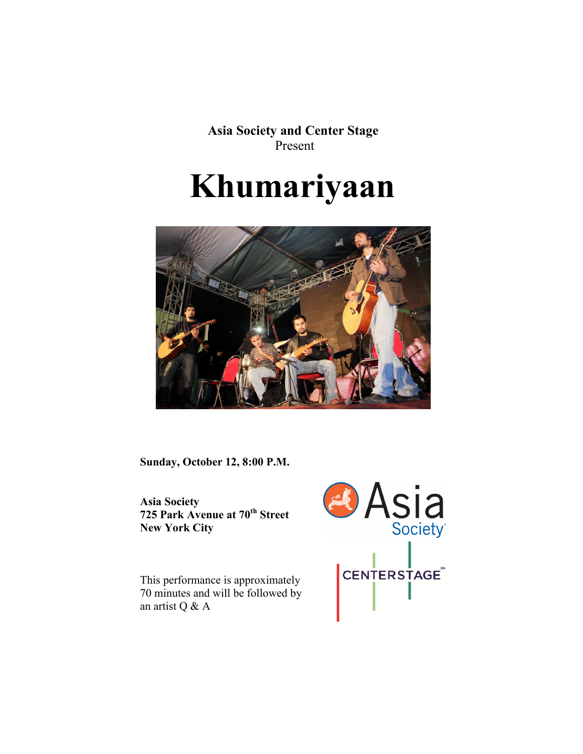**Asia Society and Center Stage**
Present

# Khumariyaan

**Sunday, October 12, 8:00 P.M.**

**Asia Society**
**725 Park Avenue at 70th Street**
**New York City**

This performance is approximately 70 minutes and will be followed by an artist Q & A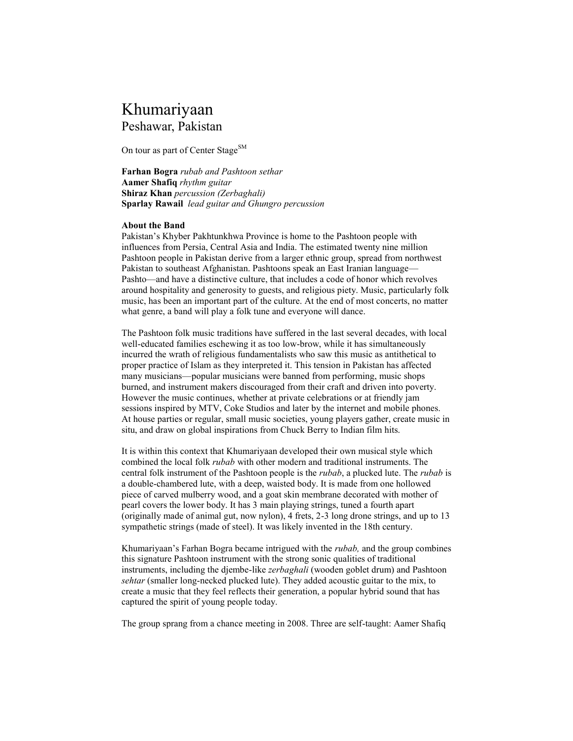# Khumariyaan
## Peshawar, Pakistan

On tour as part of Center Stage[SM]

**Farhan Bogra** *rubab and Pashtoon sethar*
**Aamer Shafiq** *rhythm guitar*
**Shiraz Khan** *percussion (Zerbaghali)*
**Sparlay Rawail** *lead guitar and Ghungro percussion*

**About the Band**

Pakistan's Khyber Pakhtunkhwa Province is home to the Pashtoon people with influences from Persia, Central Asia and India. The estimated twenty nine million Pashtoon people in Pakistan derive from a larger ethnic group, spread from northwest Pakistan to southeast Afghanistan. Pashtoons speak an East Iranian language—Pashto—and have a distinctive culture, that includes a code of honor which revolves around hospitality and generosity to guests, and religious piety. Music, particularly folk music, has been an important part of the culture. At the end of most concerts, no matter what genre, a band will play a folk tune and everyone will dance.

The Pashtoon folk music traditions have suffered in the last several decades, with local well-educated families eschewing it as too low-brow, while it has simultaneously incurred the wrath of religious fundamentalists who saw this music as antithetical to proper practice of Islam as they interpreted it. This tension in Pakistan has affected many musicians—popular musicians were banned from performing, music shops burned, and instrument makers discouraged from their craft and driven into poverty. However the music continues, whether at private celebrations or at friendly jam sessions inspired by MTV, Coke Studios and later by the internet and mobile phones. At house parties or regular, small music societies, young players gather, create music in situ, and draw on global inspirations from Chuck Berry to Indian film hits.

It is within this context that Khumariyaan developed their own musical style which combined the local folk *rubab* with other modern and traditional instruments. The central folk instrument of the Pashtoon people is the *rubab*, a plucked lute. The *rubab* is a double-chambered lute, with a deep, waisted body. It is made from one hollowed piece of carved mulberry wood, and a goat skin membrane decorated with mother of pearl covers the lower body. It has 3 main playing strings, tuned a fourth apart (originally made of animal gut, now nylon), 4 frets, 2-3 long drone strings, and up to 13 sympathetic strings (made of steel). It was likely invented in the 18th century.

Khumariyaan's Farhan Bogra became intrigued with the *rubab,* and the group combines this signature Pashtoon instrument with the strong sonic qualities of traditional instruments, including the djembe-like *zerbaghali* (wooden goblet drum) and Pashtoon *sehtar* (smaller long-necked plucked lute). They added acoustic guitar to the mix, to create a music that they feel reflects their generation, a popular hybrid sound that has captured the spirit of young people today.

The group sprang from a chance meeting in 2008. Three are self-taught: Aamer Shafiq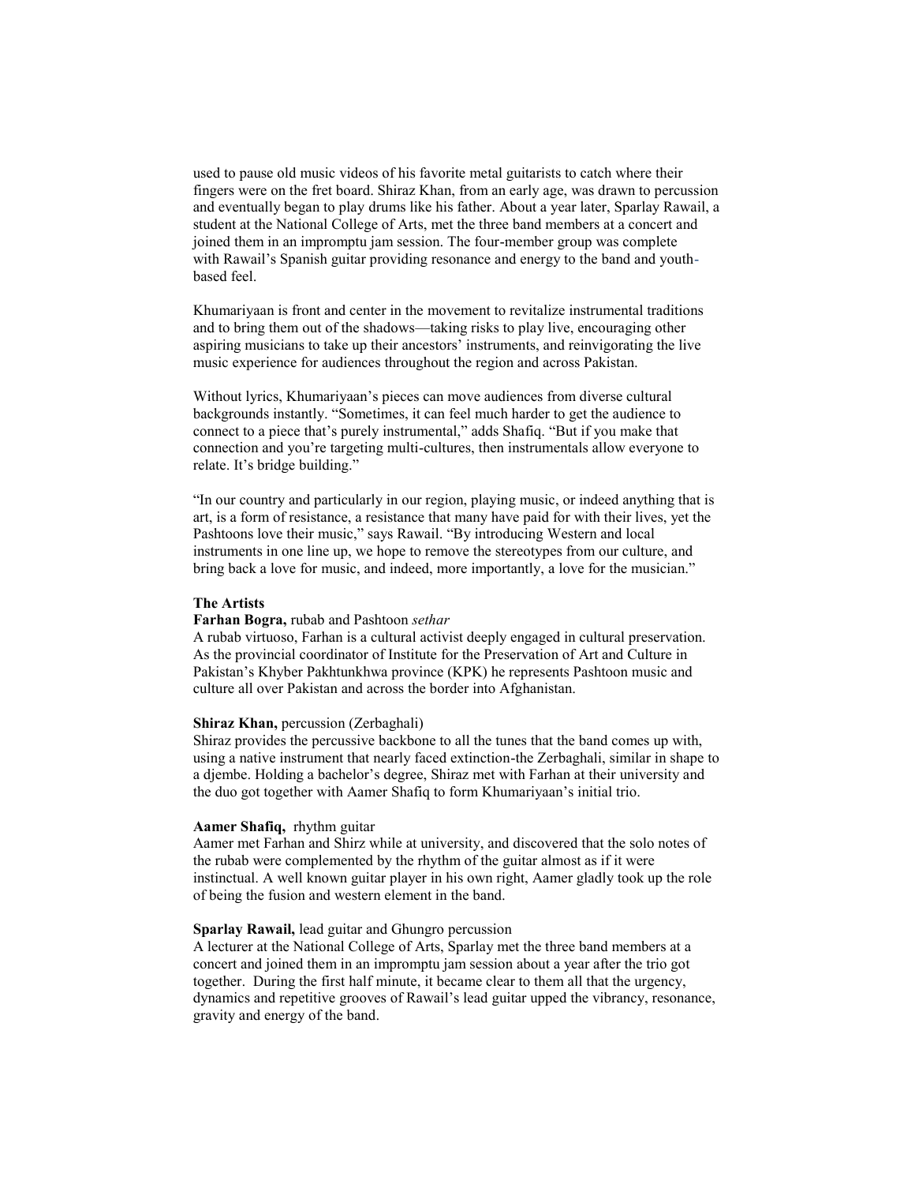used to pause old music videos of his favorite metal guitarists to catch where their fingers were on the fret board. Shiraz Khan, from an early age, was drawn to percussion and eventually began to play drums like his father. About a year later, Sparlay Rawail, a student at the National College of Arts, met the three band members at a concert and joined them in an impromptu jam session. The four-member group was complete with Rawail's Spanish guitar providing resonance and energy to the band and youth-based feel.

Khumariyaan is front and center in the movement to revitalize instrumental traditions and to bring them out of the shadows—taking risks to play live, encouraging other aspiring musicians to take up their ancestors' instruments, and reinvigorating the live music experience for audiences throughout the region and across Pakistan.

Without lyrics, Khumariyaan's pieces can move audiences from diverse cultural backgrounds instantly. "Sometimes, it can feel much harder to get the audience to connect to a piece that's purely instrumental," adds Shafiq. "But if you make that connection and you're targeting multi-cultures, then instrumentals allow everyone to relate. It's bridge building."

"In our country and particularly in our region, playing music, or indeed anything that is art, is a form of resistance, a resistance that many have paid for with their lives, yet the Pashtoons love their music," says Rawail. "By introducing Western and local instruments in one line up, we hope to remove the stereotypes from our culture, and bring back a love for music, and indeed, more importantly, a love for the musician."

**The Artists**

**Farhan Bogra,** rubab and Pashtoon *sethar*

A rubab virtuoso, Farhan is a cultural activist deeply engaged in cultural preservation. As the provincial coordinator of Institute for the Preservation of Art and Culture in Pakistan's Khyber Pakhtunkhwa province (KPK) he represents Pashtoon music and culture all over Pakistan and across the border into Afghanistan.

**Shiraz Khan,** percussion (Zerbaghali)

Shiraz provides the percussive backbone to all the tunes that the band comes up with, using a native instrument that nearly faced extinction-the Zerbaghali, similar in shape to a djembe. Holding a bachelor's degree, Shiraz met with Farhan at their university and the duo got together with Aamer Shafiq to form Khumariyaan's initial trio.

**Aamer Shafiq,** rhythm guitar

Aamer met Farhan and Shirz while at university, and discovered that the solo notes of the rubab were complemented by the rhythm of the guitar almost as if it were instinctual. A well known guitar player in his own right, Aamer gladly took up the role of being the fusion and western element in the band.

**Sparlay Rawail,** lead guitar and Ghungro percussion

A lecturer at the National College of Arts, Sparlay met the three band members at a concert and joined them in an impromptu jam session about a year after the trio got together. During the first half minute, it became clear to them all that the urgency, dynamics and repetitive grooves of Rawail's lead guitar upped the vibrancy, resonance, gravity and energy of the band.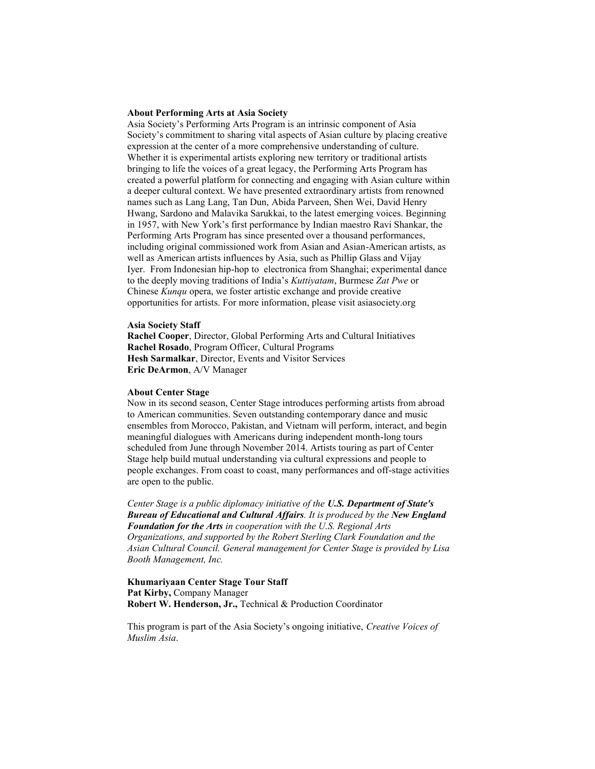**About Performing Arts at Asia Society**

Asia Society's Performing Arts Program is an intrinsic component of Asia Society's commitment to sharing vital aspects of Asian culture by placing creative expression at the center of a more comprehensive understanding of culture. Whether it is experimental artists exploring new territory or traditional artists bringing to life the voices of a great legacy, the Performing Arts Program has created a powerful platform for connecting and engaging with Asian culture within a deeper cultural context. We have presented extraordinary artists from renowned names such as Lang Lang, Tan Dun, Abida Parveen, Shen Wei, David Henry Hwang, Sardono and Malavika Sarukkai, to the latest emerging voices. Beginning in 1957, with New York's first performance by Indian maestro Ravi Shankar, the Performing Arts Program has since presented over a thousand performances, including original commissioned work from Asian and Asian-American artists, as well as American artists influences by Asia, such as Phillip Glass and Vijay Iyer. From Indonesian hip-hop to electronica from Shanghai; experimental dance to the deeply moving traditions of India's *Kuttiyatam*, Burmese *Zat Pwe* or Chinese *Kunqu* opera, we foster artistic exchange and provide creative opportunities for artists. For more information, please visit asiasociety.org

**Asia Society Staff**

**Rachel Cooper**, Director, Global Performing Arts and Cultural Initiatives
**Rachel Rosado**, Program Officer, Cultural Programs
**Hesh Sarmalkar**, Director, Events and Visitor Services
**Eric DeArmon**, A/V Manager

**About Center Stage**

Now in its second season, Center Stage introduces performing artists from abroad to American communities. Seven outstanding contemporary dance and music ensembles from Morocco, Pakistan, and Vietnam will perform, interact, and begin meaningful dialogues with Americans during independent month-long tours scheduled from June through November 2014. Artists touring as part of Center Stage help build mutual understanding via cultural expressions and people to people exchanges. From coast to coast, many performances and off-stage activities are open to the public.

*Center Stage is a public diplomacy initiative of the **U.S. Department of State's Bureau of Educational and Cultural Affairs**. It is produced by the **New England Foundation for the Arts** in cooperation with the U.S. Regional Arts Organizations, and supported by the Robert Sterling Clark Foundation and the Asian Cultural Council. General management for Center Stage is provided by Lisa Booth Management, Inc.*

**Khumariyaan Center Stage Tour Staff**

**Pat Kirby,** Company Manager
**Robert W. Henderson, Jr.,** Technical & Production Coordinator

This program is part of the Asia Society's ongoing initiative, *Creative Voices of Muslim Asia*.